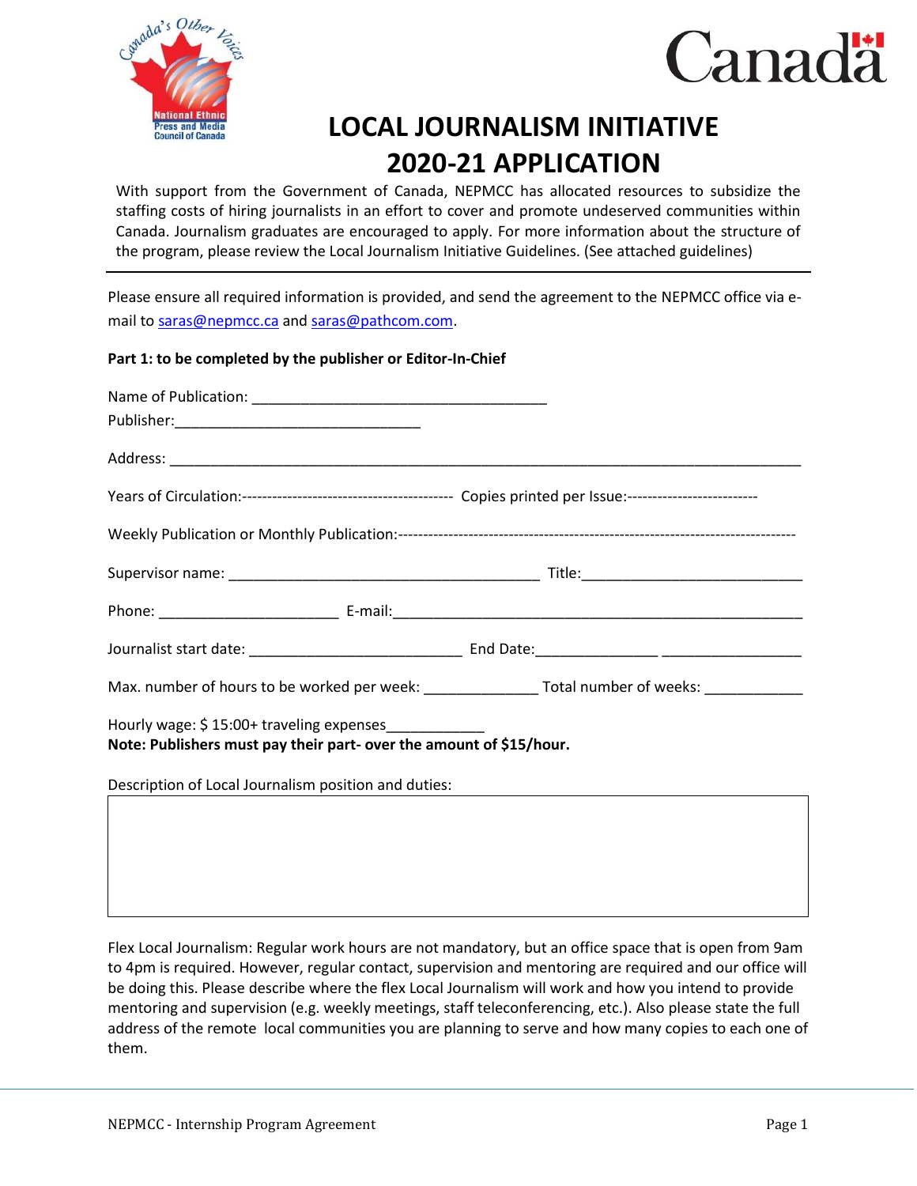# LOCAL JOURNALISM INITIATIVE 2020-21 APPLICATION

With support from the Government of Canada, NEPMCC has allocated resources to subsidize the staffing costs of hiring journalists in an effort to cover and promote undeserved communities within Canada. Journalism graduates are encouraged to apply. For more information about the structure of the program, please review the Local Journalism Initiative Guidelines. (See attached guidelines)

---

Please ensure all required information is provided, and send the agreement to the NEPMCC office via e-mail to saras@nepmcc.ca and saras@pathcom.com.

**Part 1: to be completed by the publisher or Editor-In-Chief**

Name of Publication: ____________________________________

Publisher:______________________________

Address: ______________________________________________________________________________

Years of Circulation:------------------------------------------ Copies printed per Issue:--------------------------

Weekly Publication or Monthly Publication:------------------------------------------------------------------------------

Supervisor name: ______________________________________ Title:___________________________

Phone: _____________________ E-mail:___________________________________________________

Journalist start date: __________________________ End Date:_______________ _________________

Max. number of hours to be worked per week: ______________ Total number of weeks: ____________

Hourly wage: $ 15:00+ traveling expenses____________

**Note: Publishers must pay their part- over the amount of $15/hour.**

Description of Local Journalism position and duties:

| |
|---|
| |

Flex Local Journalism: Regular work hours are not mandatory, but an office space that is open from 9am to 4pm is required. However, regular contact, supervision and mentoring are required and our office will be doing this. Please describe where the flex Local Journalism will work and how you intend to provide mentoring and supervision (e.g. weekly meetings, staff teleconferencing, etc.). Also please state the full address of the remote local communities you are planning to serve and how many copies to each one of them.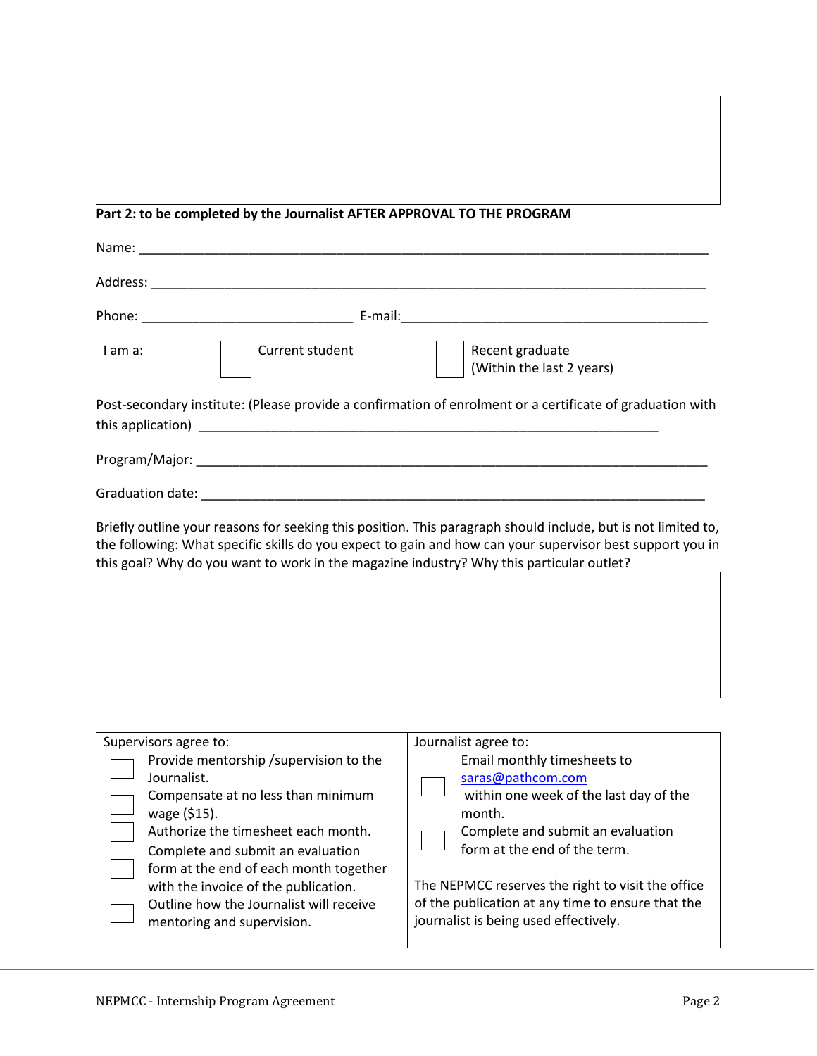**Part 2: to be completed by the Journalist AFTER APPROVAL TO THE PROGRAM**

Name: ________________________________________________________________________________

Address: ______________________________________________________________________________

Phone: ______________________________ E-mail: ____________________________________________

I am a: ☐ Current student ☐ Recent graduate (Within the last 2 years)

Post-secondary institute: (Please provide a confirmation of enrolment or a certificate of graduation with this application) ________________________________________________________________

Program/Major: _________________________________________________________________________

Graduation date: ________________________________________________________________________

Briefly outline your reasons for seeking this position. This paragraph should include, but is not limited to, the following: What specific skills do you expect to gain and how can your supervisor best support you in this goal? Why do you want to work in the magazine industry? Why this particular outlet?

| Supervisors agree to: | Journalist agree to: |
| --- | --- |
| ☐ Provide mentorship /supervision to the Journalist.<br>☐ Compensate at no less than minimum wage ($15).<br>☐ Authorize the timesheet each month.<br>☐ Complete and submit an evaluation form at the end of each month together with the invoice of the publication.<br>☐ Outline how the Journalist will receive mentoring and supervision. | ☐ Email monthly timesheets to saras@pathcom.com within one week of the last day of the month.<br>☐ Complete and submit an evaluation form at the end of the term.<br><br>The NEPMCC reserves the right to visit the office of the publication at any time to ensure that the journalist is being used effectively. |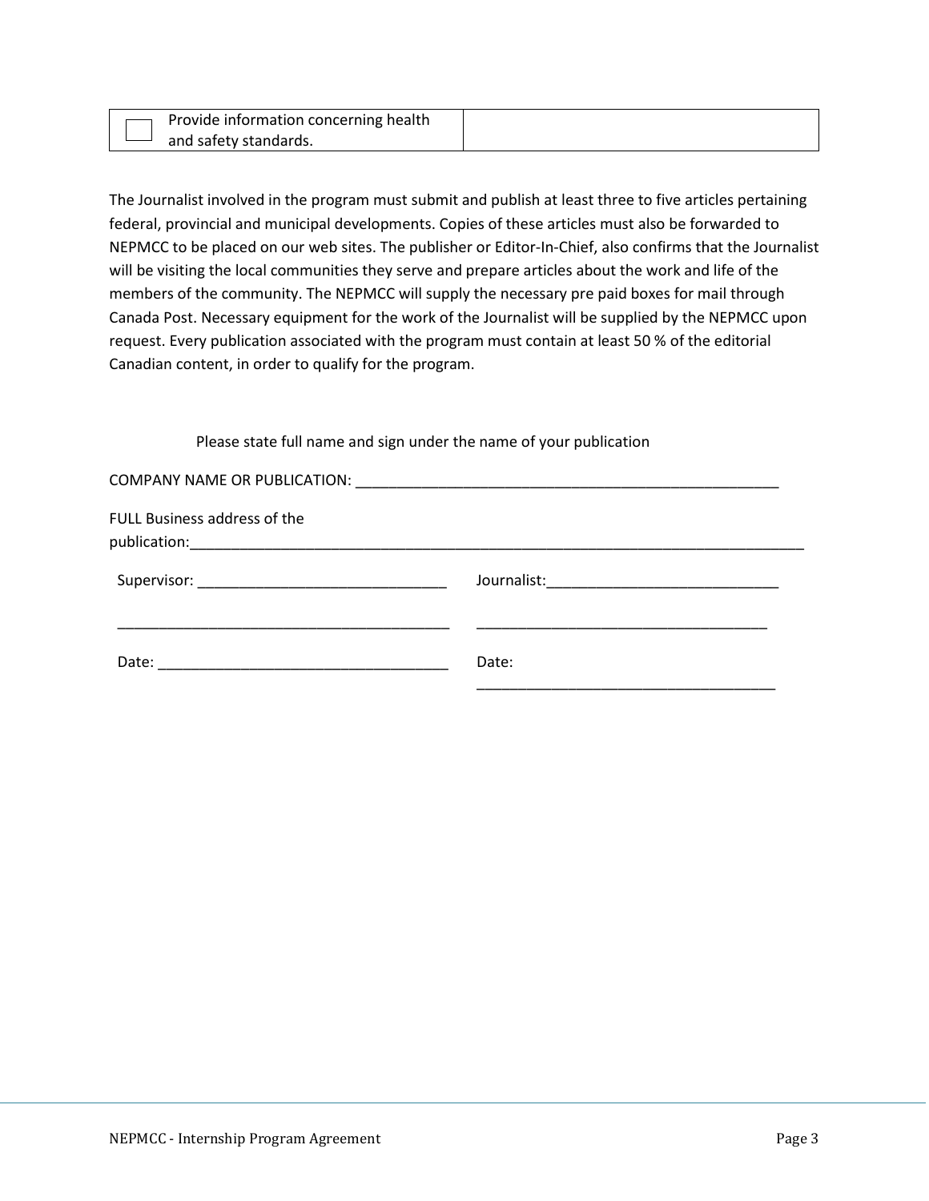| | |
|---|---|
| ☐ Provide information concerning health and safety standards. | |

The Journalist involved in the program must submit and publish at least three to five articles pertaining federal, provincial and municipal developments. Copies of these articles must also be forwarded to NEPMCC to be placed on our web sites. The publisher or Editor-In-Chief, also confirms that the Journalist will be visiting the local communities they serve and prepare articles about the work and life of the members of the community. The NEPMCC will supply the necessary pre paid boxes for mail through Canada Post. Necessary equipment for the work of the Journalist will be supplied by the NEPMCC upon request. Every publication associated with the program must contain at least 50 % of the editorial Canadian content, in order to qualify for the program.

Please state full name and sign under the name of your publication

COMPANY NAME OR PUBLICATION: ____________________________________________________

FULL Business address of the publication:___________________________________________________________________________

Supervisor: ______________________________ Journalist:____________________________

_________________________________________ ___________________________________

Date: ___________________________________ Date: ___________________________________